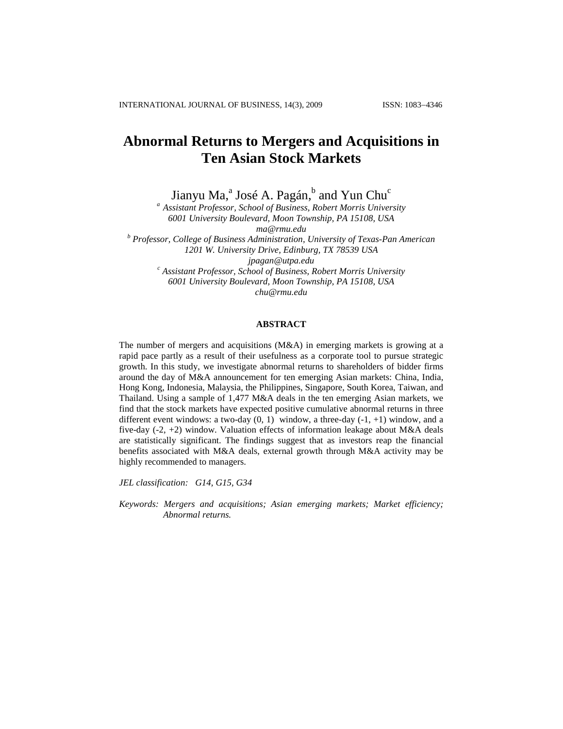# Abnormal Returns to Mergers and Acquisitions in Ten Asian Stock Markets

Jianyu Ma,[a] José A. Pagán,[b] and Yun Chu[c]

[a] *Assistant Professor, School of Business, Robert Morris University*
*6001 University Boulevard, Moon Township, PA 15108, USA*
*ma@rmu.edu*

[b] *Professor, College of Business Administration, University of Texas-Pan American*
*1201 W. University Drive, Edinburg, TX 78539 USA*
*jpagan@utpa.edu*

[c] *Assistant Professor, School of Business, Robert Morris University*
*6001 University Boulevard, Moon Township, PA 15108, USA*
*chu@rmu.edu*

## ABSTRACT

The number of mergers and acquisitions (M&A) in emerging markets is growing at a rapid pace partly as a result of their usefulness as a corporate tool to pursue strategic growth. In this study, we investigate abnormal returns to shareholders of bidder firms around the day of M&A announcement for ten emerging Asian markets: China, India, Hong Kong, Indonesia, Malaysia, the Philippines, Singapore, South Korea, Taiwan, and Thailand. Using a sample of 1,477 M&A deals in the ten emerging Asian markets, we find that the stock markets have expected positive cumulative abnormal returns in three different event windows: a two-day (0, 1) window, a three-day (-1, +1) window, and a five-day (-2, +2) window. Valuation effects of information leakage about M&A deals are statistically significant. The findings suggest that as investors reap the financial benefits associated with M&A deals, external growth through M&A activity may be highly recommended to managers.

*JEL classification: G14, G15, G34*

*Keywords: Mergers and acquisitions; Asian emerging markets; Market efficiency; Abnormal returns.*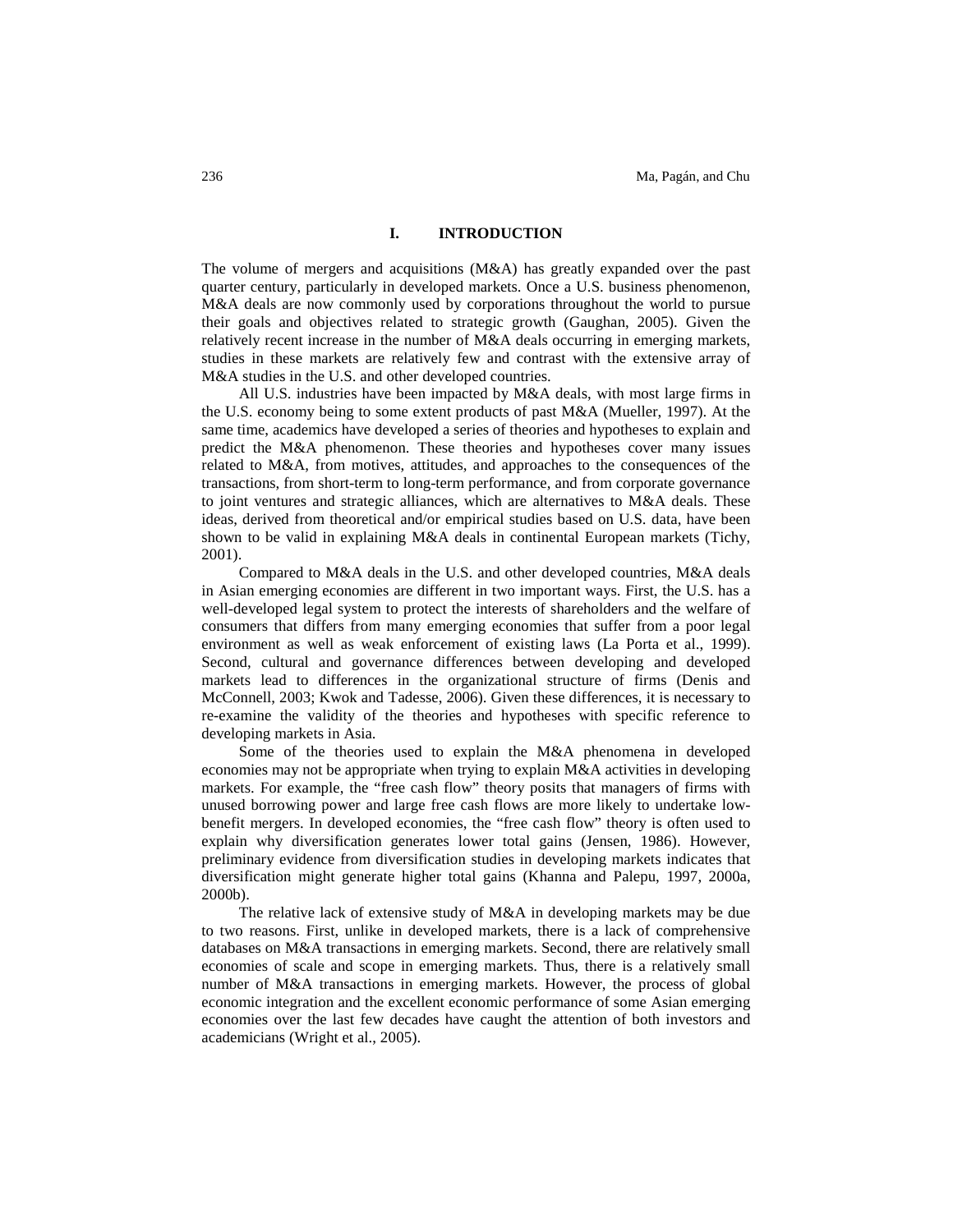## I. INTRODUCTION

The volume of mergers and acquisitions (M&A) has greatly expanded over the past quarter century, particularly in developed markets. Once a U.S. business phenomenon, M&A deals are now commonly used by corporations throughout the world to pursue their goals and objectives related to strategic growth (Gaughan, 2005). Given the relatively recent increase in the number of M&A deals occurring in emerging markets, studies in these markets are relatively few and contrast with the extensive array of M&A studies in the U.S. and other developed countries.

All U.S. industries have been impacted by M&A deals, with most large firms in the U.S. economy being to some extent products of past M&A (Mueller, 1997). At the same time, academics have developed a series of theories and hypotheses to explain and predict the M&A phenomenon. These theories and hypotheses cover many issues related to M&A, from motives, attitudes, and approaches to the consequences of the transactions, from short-term to long-term performance, and from corporate governance to joint ventures and strategic alliances, which are alternatives to M&A deals. These ideas, derived from theoretical and/or empirical studies based on U.S. data, have been shown to be valid in explaining M&A deals in continental European markets (Tichy, 2001).

Compared to M&A deals in the U.S. and other developed countries, M&A deals in Asian emerging economies are different in two important ways. First, the U.S. has a well-developed legal system to protect the interests of shareholders and the welfare of consumers that differs from many emerging economies that suffer from a poor legal environment as well as weak enforcement of existing laws (La Porta et al., 1999). Second, cultural and governance differences between developing and developed markets lead to differences in the organizational structure of firms (Denis and McConnell, 2003; Kwok and Tadesse, 2006). Given these differences, it is necessary to re-examine the validity of the theories and hypotheses with specific reference to developing markets in Asia.

Some of the theories used to explain the M&A phenomena in developed economies may not be appropriate when trying to explain M&A activities in developing markets. For example, the "free cash flow" theory posits that managers of firms with unused borrowing power and large free cash flows are more likely to undertake low-benefit mergers. In developed economies, the "free cash flow" theory is often used to explain why diversification generates lower total gains (Jensen, 1986). However, preliminary evidence from diversification studies in developing markets indicates that diversification might generate higher total gains (Khanna and Palepu, 1997, 2000a, 2000b).

The relative lack of extensive study of M&A in developing markets may be due to two reasons. First, unlike in developed markets, there is a lack of comprehensive databases on M&A transactions in emerging markets. Second, there are relatively small economies of scale and scope in emerging markets. Thus, there is a relatively small number of M&A transactions in emerging markets. However, the process of global economic integration and the excellent economic performance of some Asian emerging economies over the last few decades have caught the attention of both investors and academicians (Wright et al., 2005).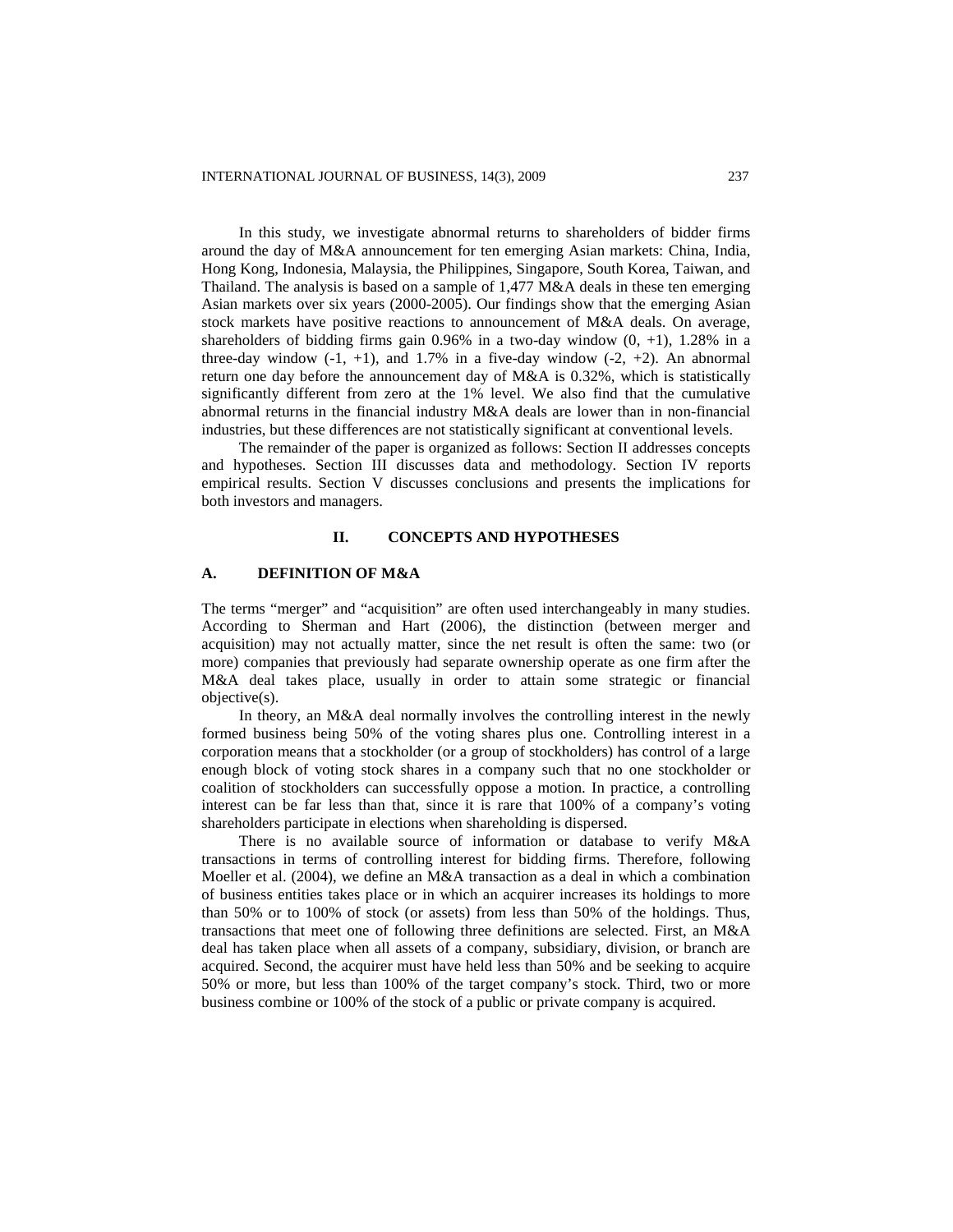In this study, we investigate abnormal returns to shareholders of bidder firms around the day of M&A announcement for ten emerging Asian markets: China, India, Hong Kong, Indonesia, Malaysia, the Philippines, Singapore, South Korea, Taiwan, and Thailand. The analysis is based on a sample of 1,477 M&A deals in these ten emerging Asian markets over six years (2000-2005). Our findings show that the emerging Asian stock markets have positive reactions to announcement of M&A deals. On average, shareholders of bidding firms gain 0.96% in a two-day window (0, +1), 1.28% in a three-day window (-1, +1), and 1.7% in a five-day window (-2, +2). An abnormal return one day before the announcement day of M&A is 0.32%, which is statistically significantly different from zero at the 1% level. We also find that the cumulative abnormal returns in the financial industry M&A deals are lower than in non-financial industries, but these differences are not statistically significant at conventional levels.

The remainder of the paper is organized as follows: Section II addresses concepts and hypotheses. Section III discusses data and methodology. Section IV reports empirical results. Section V discusses conclusions and presents the implications for both investors and managers.

## II. CONCEPTS AND HYPOTHESES

### A. DEFINITION OF M&A

The terms "merger" and "acquisition" are often used interchangeably in many studies. According to Sherman and Hart (2006), the distinction (between merger and acquisition) may not actually matter, since the net result is often the same: two (or more) companies that previously had separate ownership operate as one firm after the M&A deal takes place, usually in order to attain some strategic or financial objective(s).

In theory, an M&A deal normally involves the controlling interest in the newly formed business being 50% of the voting shares plus one. Controlling interest in a corporation means that a stockholder (or a group of stockholders) has control of a large enough block of voting stock shares in a company such that no one stockholder or coalition of stockholders can successfully oppose a motion. In practice, a controlling interest can be far less than that, since it is rare that 100% of a company's voting shareholders participate in elections when shareholding is dispersed.

There is no available source of information or database to verify M&A transactions in terms of controlling interest for bidding firms. Therefore, following Moeller et al. (2004), we define an M&A transaction as a deal in which a combination of business entities takes place or in which an acquirer increases its holdings to more than 50% or to 100% of stock (or assets) from less than 50% of the holdings. Thus, transactions that meet one of following three definitions are selected. First, an M&A deal has taken place when all assets of a company, subsidiary, division, or branch are acquired. Second, the acquirer must have held less than 50% and be seeking to acquire 50% or more, but less than 100% of the target company's stock. Third, two or more business combine or 100% of the stock of a public or private company is acquired.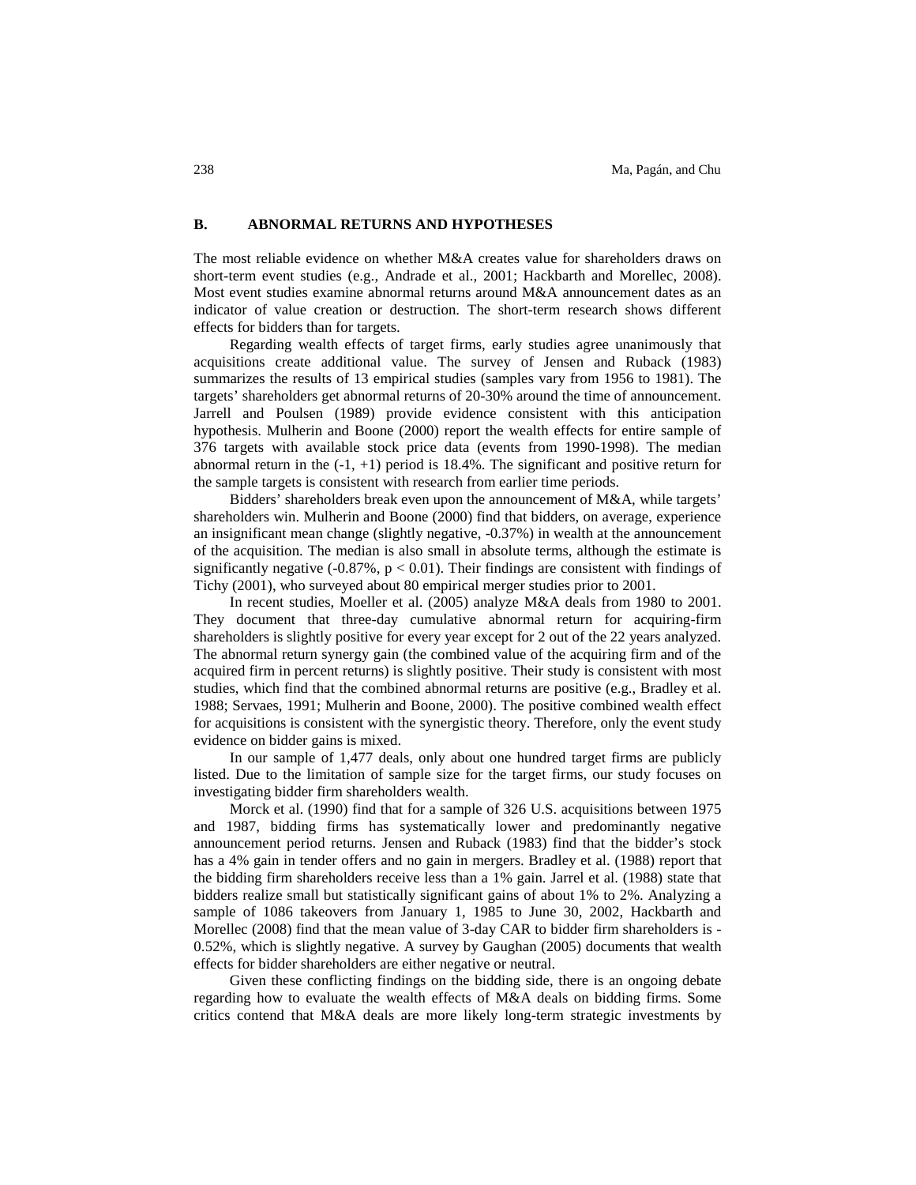### B. ABNORMAL RETURNS AND HYPOTHESES

The most reliable evidence on whether M&A creates value for shareholders draws on short-term event studies (e.g., Andrade et al., 2001; Hackbarth and Morellec, 2008). Most event studies examine abnormal returns around M&A announcement dates as an indicator of value creation or destruction. The short-term research shows different effects for bidders than for targets.

Regarding wealth effects of target firms, early studies agree unanimously that acquisitions create additional value. The survey of Jensen and Ruback (1983) summarizes the results of 13 empirical studies (samples vary from 1956 to 1981). The targets' shareholders get abnormal returns of 20-30% around the time of announcement. Jarrell and Poulsen (1989) provide evidence consistent with this anticipation hypothesis. Mulherin and Boone (2000) report the wealth effects for entire sample of 376 targets with available stock price data (events from 1990-1998). The median abnormal return in the (-1, +1) period is 18.4%. The significant and positive return for the sample targets is consistent with research from earlier time periods.

Bidders' shareholders break even upon the announcement of M&A, while targets' shareholders win. Mulherin and Boone (2000) find that bidders, on average, experience an insignificant mean change (slightly negative, -0.37%) in wealth at the announcement of the acquisition. The median is also small in absolute terms, although the estimate is significantly negative (-0.87%, $p < 0.01$). Their findings are consistent with findings of Tichy (2001), who surveyed about 80 empirical merger studies prior to 2001.

In recent studies, Moeller et al. (2005) analyze M&A deals from 1980 to 2001. They document that three-day cumulative abnormal return for acquiring-firm shareholders is slightly positive for every year except for 2 out of the 22 years analyzed. The abnormal return synergy gain (the combined value of the acquiring firm and of the acquired firm in percent returns) is slightly positive. Their study is consistent with most studies, which find that the combined abnormal returns are positive (e.g., Bradley et al. 1988; Servaes, 1991; Mulherin and Boone, 2000). The positive combined wealth effect for acquisitions is consistent with the synergistic theory. Therefore, only the event study evidence on bidder gains is mixed.

In our sample of 1,477 deals, only about one hundred target firms are publicly listed. Due to the limitation of sample size for the target firms, our study focuses on investigating bidder firm shareholders wealth.

Morck et al. (1990) find that for a sample of 326 U.S. acquisitions between 1975 and 1987, bidding firms has systematically lower and predominantly negative announcement period returns. Jensen and Ruback (1983) find that the bidder's stock has a 4% gain in tender offers and no gain in mergers. Bradley et al. (1988) report that the bidding firm shareholders receive less than a 1% gain. Jarrel et al. (1988) state that bidders realize small but statistically significant gains of about 1% to 2%. Analyzing a sample of 1086 takeovers from January 1, 1985 to June 30, 2002, Hackbarth and Morellec (2008) find that the mean value of 3-day CAR to bidder firm shareholders is -0.52%, which is slightly negative. A survey by Gaughan (2005) documents that wealth effects for bidder shareholders are either negative or neutral.

Given these conflicting findings on the bidding side, there is an ongoing debate regarding how to evaluate the wealth effects of M&A deals on bidding firms. Some critics contend that M&A deals are more likely long-term strategic investments by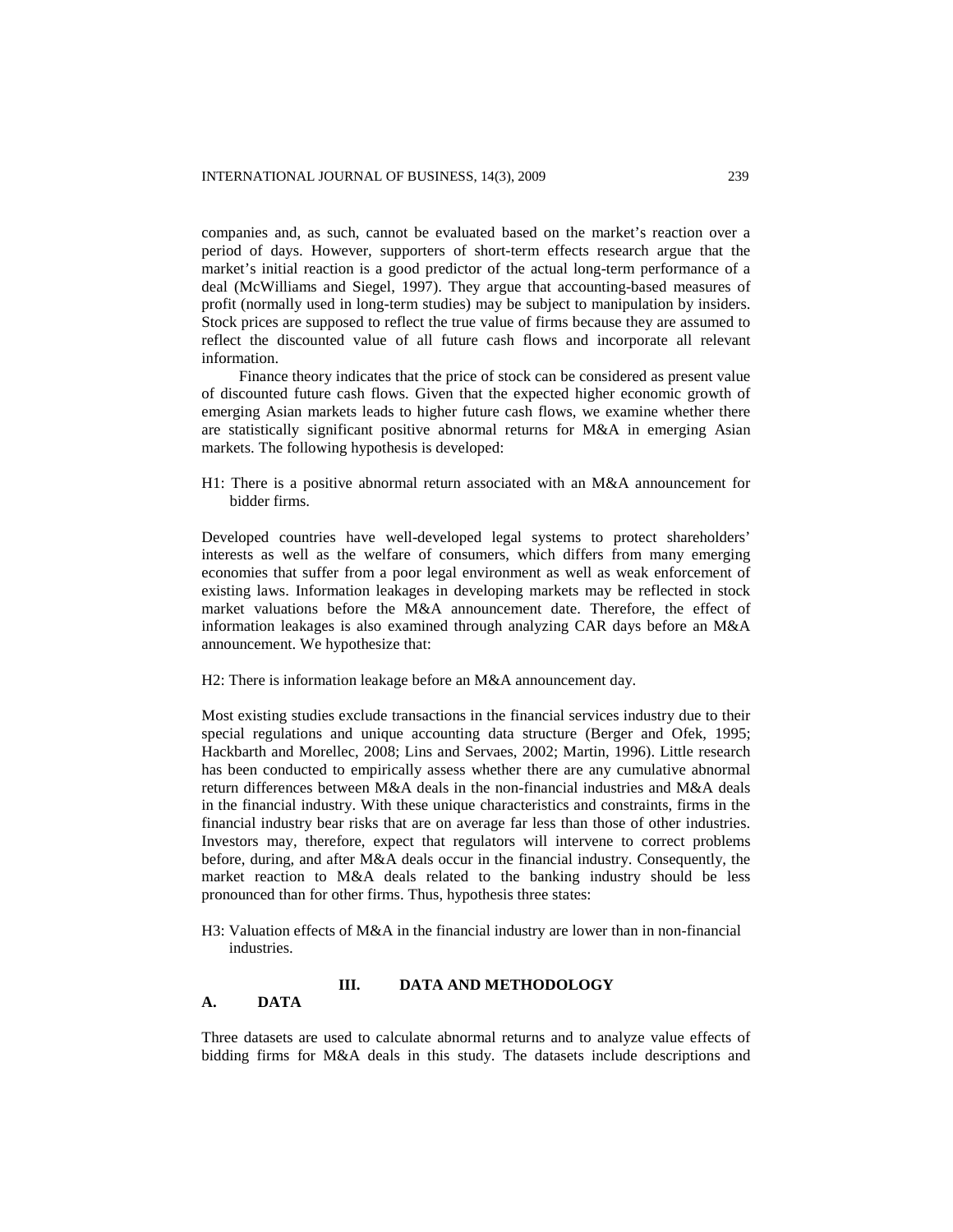companies and, as such, cannot be evaluated based on the market's reaction over a period of days. However, supporters of short-term effects research argue that the market's initial reaction is a good predictor of the actual long-term performance of a deal (McWilliams and Siegel, 1997). They argue that accounting-based measures of profit (normally used in long-term studies) may be subject to manipulation by insiders. Stock prices are supposed to reflect the true value of firms because they are assumed to reflect the discounted value of all future cash flows and incorporate all relevant information.

Finance theory indicates that the price of stock can be considered as present value of discounted future cash flows. Given that the expected higher economic growth of emerging Asian markets leads to higher future cash flows, we examine whether there are statistically significant positive abnormal returns for M&A in emerging Asian markets. The following hypothesis is developed:

H1: There is a positive abnormal return associated with an M&A announcement for bidder firms.

Developed countries have well-developed legal systems to protect shareholders' interests as well as the welfare of consumers, which differs from many emerging economies that suffer from a poor legal environment as well as weak enforcement of existing laws. Information leakages in developing markets may be reflected in stock market valuations before the M&A announcement date. Therefore, the effect of information leakages is also examined through analyzing CAR days before an M&A announcement. We hypothesize that:

H2: There is information leakage before an M&A announcement day.

Most existing studies exclude transactions in the financial services industry due to their special regulations and unique accounting data structure (Berger and Ofek, 1995; Hackbarth and Morellec, 2008; Lins and Servaes, 2002; Martin, 1996). Little research has been conducted to empirically assess whether there are any cumulative abnormal return differences between M&A deals in the non-financial industries and M&A deals in the financial industry. With these unique characteristics and constraints, firms in the financial industry bear risks that are on average far less than those of other industries. Investors may, therefore, expect that regulators will intervene to correct problems before, during, and after M&A deals occur in the financial industry. Consequently, the market reaction to M&A deals related to the banking industry should be less pronounced than for other firms. Thus, hypothesis three states:

H3: Valuation effects of M&A in the financial industry are lower than in non-financial industries.

## III. DATA AND METHODOLOGY

### A. DATA

Three datasets are used to calculate abnormal returns and to analyze value effects of bidding firms for M&A deals in this study. The datasets include descriptions and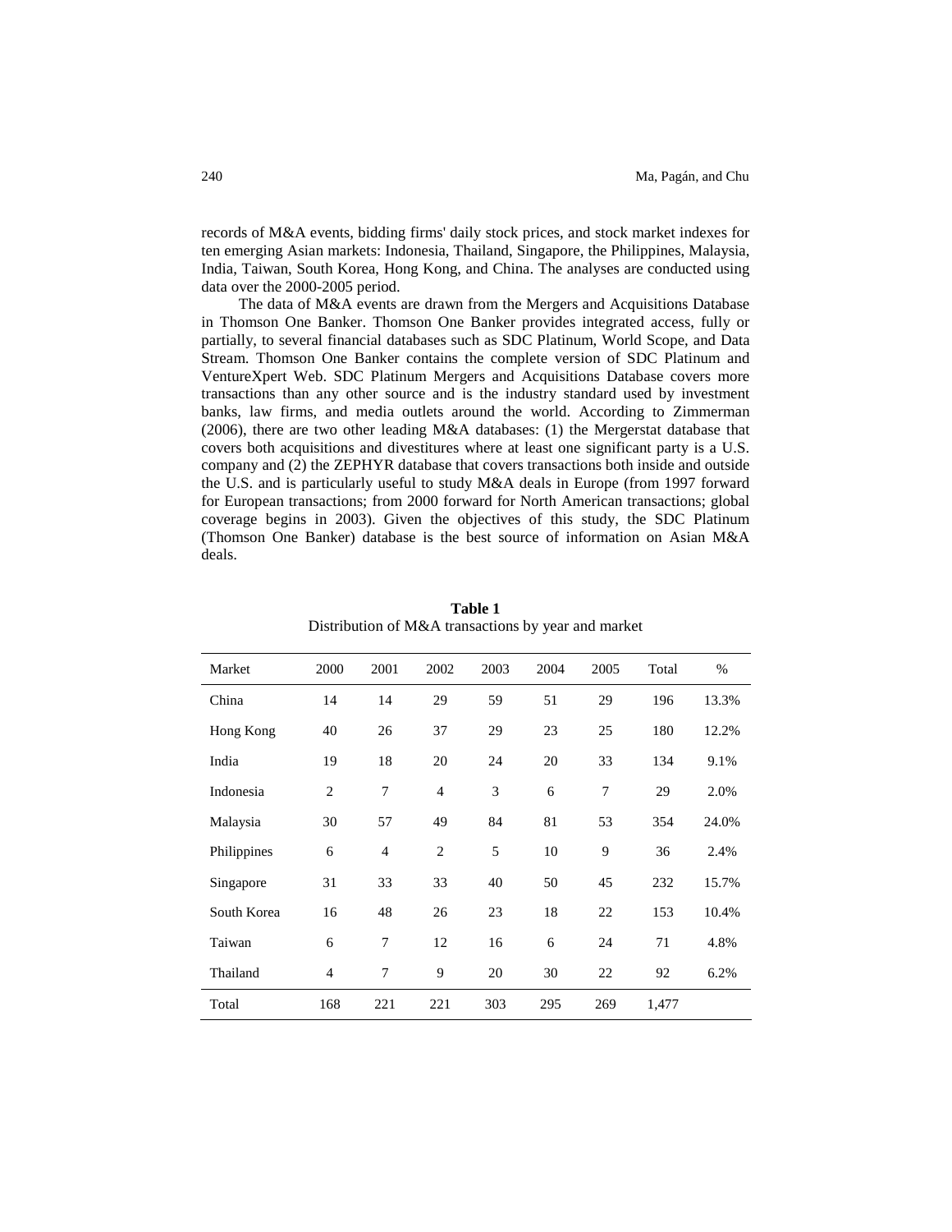records of M&A events, bidding firms' daily stock prices, and stock market indexes for ten emerging Asian markets: Indonesia, Thailand, Singapore, the Philippines, Malaysia, India, Taiwan, South Korea, Hong Kong, and China. The analyses are conducted using data over the 2000-2005 period.

The data of M&A events are drawn from the Mergers and Acquisitions Database in Thomson One Banker. Thomson One Banker provides integrated access, fully or partially, to several financial databases such as SDC Platinum, World Scope, and Data Stream. Thomson One Banker contains the complete version of SDC Platinum and VentureXpert Web. SDC Platinum Mergers and Acquisitions Database covers more transactions than any other source and is the industry standard used by investment banks, law firms, and media outlets around the world. According to Zimmerman (2006), there are two other leading M&A databases: (1) the Mergerstat database that covers both acquisitions and divestitures where at least one significant party is a U.S. company and (2) the ZEPHYR database that covers transactions both inside and outside the U.S. and is particularly useful to study M&A deals in Europe (from 1997 forward for European transactions; from 2000 forward for North American transactions; global coverage begins in 2003). Given the objectives of this study, the SDC Platinum (Thomson One Banker) database is the best source of information on Asian M&A deals.

**Table 1**
Distribution of M&A transactions by year and market

| Market | 2000 | 2001 | 2002 | 2003 | 2004 | 2005 | Total | % |
|---|---|---|---|---|---|---|---|---|
| China | 14 | 14 | 29 | 59 | 51 | 29 | 196 | 13.3% |
| Hong Kong | 40 | 26 | 37 | 29 | 23 | 25 | 180 | 12.2% |
| India | 19 | 18 | 20 | 24 | 20 | 33 | 134 | 9.1% |
| Indonesia | 2 | 7 | 4 | 3 | 6 | 7 | 29 | 2.0% |
| Malaysia | 30 | 57 | 49 | 84 | 81 | 53 | 354 | 24.0% |
| Philippines | 6 | 4 | 2 | 5 | 10 | 9 | 36 | 2.4% |
| Singapore | 31 | 33 | 33 | 40 | 50 | 45 | 232 | 15.7% |
| South Korea | 16 | 48 | 26 | 23 | 18 | 22 | 153 | 10.4% |
| Taiwan | 6 | 7 | 12 | 16 | 6 | 24 | 71 | 4.8% |
| Thailand | 4 | 7 | 9 | 20 | 30 | 22 | 92 | 6.2% |
| Total | 168 | 221 | 221 | 303 | 295 | 269 | 1,477 | |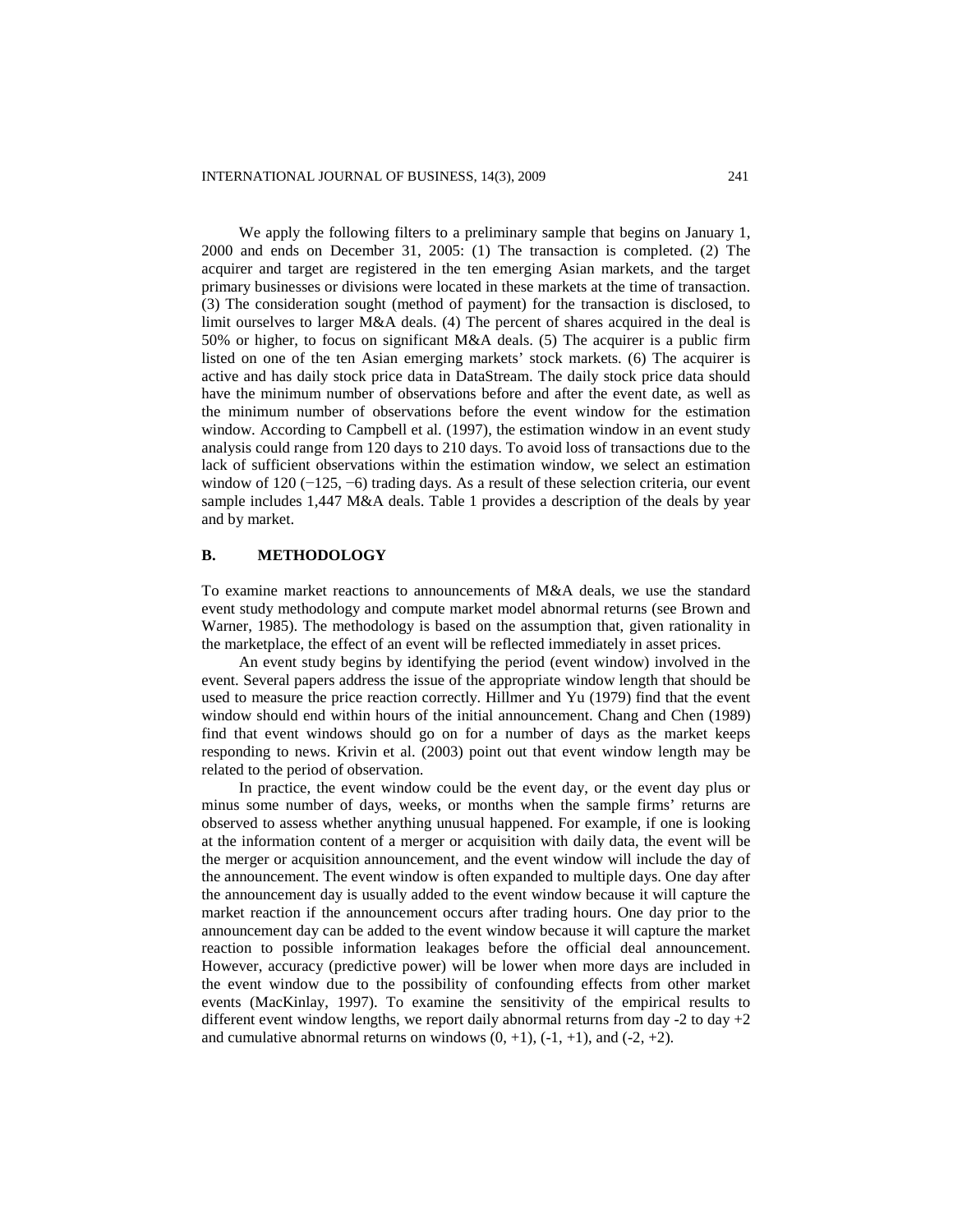We apply the following filters to a preliminary sample that begins on January 1, 2000 and ends on December 31, 2005: (1) The transaction is completed. (2) The acquirer and target are registered in the ten emerging Asian markets, and the target primary businesses or divisions were located in these markets at the time of transaction. (3) The consideration sought (method of payment) for the transaction is disclosed, to limit ourselves to larger M&A deals. (4) The percent of shares acquired in the deal is 50% or higher, to focus on significant M&A deals. (5) The acquirer is a public firm listed on one of the ten Asian emerging markets' stock markets. (6) The acquirer is active and has daily stock price data in DataStream. The daily stock price data should have the minimum number of observations before and after the event date, as well as the minimum number of observations before the event window for the estimation window. According to Campbell et al. (1997), the estimation window in an event study analysis could range from 120 days to 210 days. To avoid loss of transactions due to the lack of sufficient observations within the estimation window, we select an estimation window of 120 (−125, −6) trading days. As a result of these selection criteria, our event sample includes 1,447 M&A deals. Table 1 provides a description of the deals by year and by market.

## B. METHODOLOGY

To examine market reactions to announcements of M&A deals, we use the standard event study methodology and compute market model abnormal returns (see Brown and Warner, 1985). The methodology is based on the assumption that, given rationality in the marketplace, the effect of an event will be reflected immediately in asset prices.

An event study begins by identifying the period (event window) involved in the event. Several papers address the issue of the appropriate window length that should be used to measure the price reaction correctly. Hillmer and Yu (1979) find that the event window should end within hours of the initial announcement. Chang and Chen (1989) find that event windows should go on for a number of days as the market keeps responding to news. Krivin et al. (2003) point out that event window length may be related to the period of observation.

In practice, the event window could be the event day, or the event day plus or minus some number of days, weeks, or months when the sample firms' returns are observed to assess whether anything unusual happened. For example, if one is looking at the information content of a merger or acquisition with daily data, the event will be the merger or acquisition announcement, and the event window will include the day of the announcement. The event window is often expanded to multiple days. One day after the announcement day is usually added to the event window because it will capture the market reaction if the announcement occurs after trading hours. One day prior to the announcement day can be added to the event window because it will capture the market reaction to possible information leakages before the official deal announcement. However, accuracy (predictive power) will be lower when more days are included in the event window due to the possibility of confounding effects from other market events (MacKinlay, 1997). To examine the sensitivity of the empirical results to different event window lengths, we report daily abnormal returns from day -2 to day +2 and cumulative abnormal returns on windows (0, +1), (-1, +1), and (-2, +2).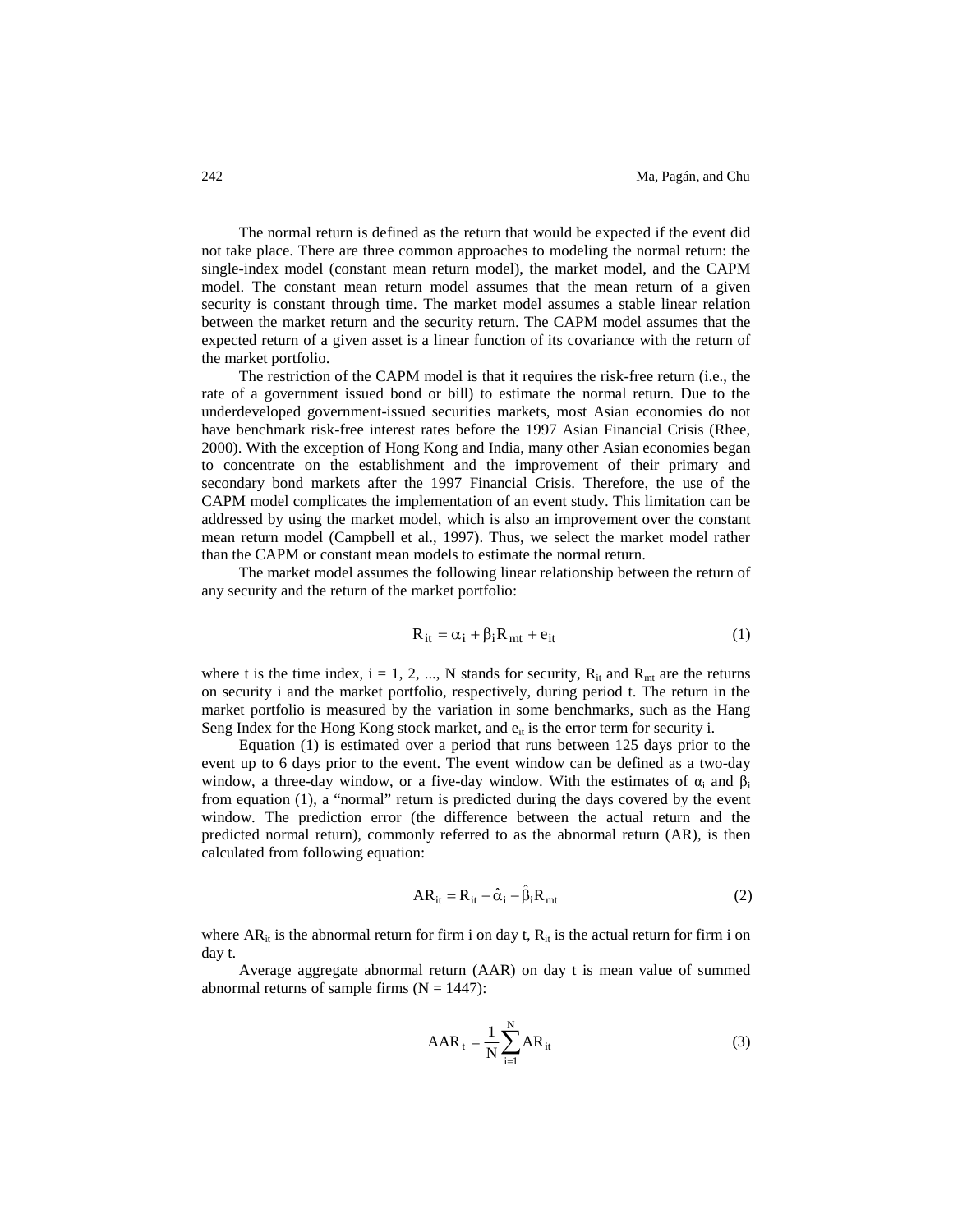The normal return is defined as the return that would be expected if the event did not take place. There are three common approaches to modeling the normal return: the single-index model (constant mean return model), the market model, and the CAPM model. The constant mean return model assumes that the mean return of a given security is constant through time. The market model assumes a stable linear relation between the market return and the security return. The CAPM model assumes that the expected return of a given asset is a linear function of its covariance with the return of the market portfolio.

The restriction of the CAPM model is that it requires the risk-free return (i.e., the rate of a government issued bond or bill) to estimate the normal return. Due to the underdeveloped government-issued securities markets, most Asian economies do not have benchmark risk-free interest rates before the 1997 Asian Financial Crisis (Rhee, 2000). With the exception of Hong Kong and India, many other Asian economies began to concentrate on the establishment and the improvement of their primary and secondary bond markets after the 1997 Financial Crisis. Therefore, the use of the CAPM model complicates the implementation of an event study. This limitation can be addressed by using the market model, which is also an improvement over the constant mean return model (Campbell et al., 1997). Thus, we select the market model rather than the CAPM or constant mean models to estimate the normal return.

The market model assumes the following linear relationship between the return of any security and the return of the market portfolio:

$$R_{it} = \alpha_i + \beta_i R_{mt} + e_{it} \tag{1}$$

where t is the time index, i = 1, 2, ..., N stands for security, $R_{it}$ and $R_{mt}$ are the returns on security i and the market portfolio, respectively, during period t. The return in the market portfolio is measured by the variation in some benchmarks, such as the Hang Seng Index for the Hong Kong stock market, and $e_{it}$ is the error term for security i.

Equation (1) is estimated over a period that runs between 125 days prior to the event up to 6 days prior to the event. The event window can be defined as a two-day window, a three-day window, or a five-day window. With the estimates of $\alpha_i$ and $\beta_i$ from equation (1), a "normal" return is predicted during the days covered by the event window. The prediction error (the difference between the actual return and the predicted normal return), commonly referred to as the abnormal return (AR), is then calculated from following equation:

$$AR_{it} = R_{it} - \hat{\alpha}_i - \hat{\beta}_i R_{mt} \tag{2}$$

where $AR_{it}$ is the abnormal return for firm i on day t, $R_{it}$ is the actual return for firm i on day t.

Average aggregate abnormal return (AAR) on day t is mean value of summed abnormal returns of sample firms (N = 1447):

$$AAR_t = \frac{1}{N}\sum_{i=1}^{N} AR_{it} \tag{3}$$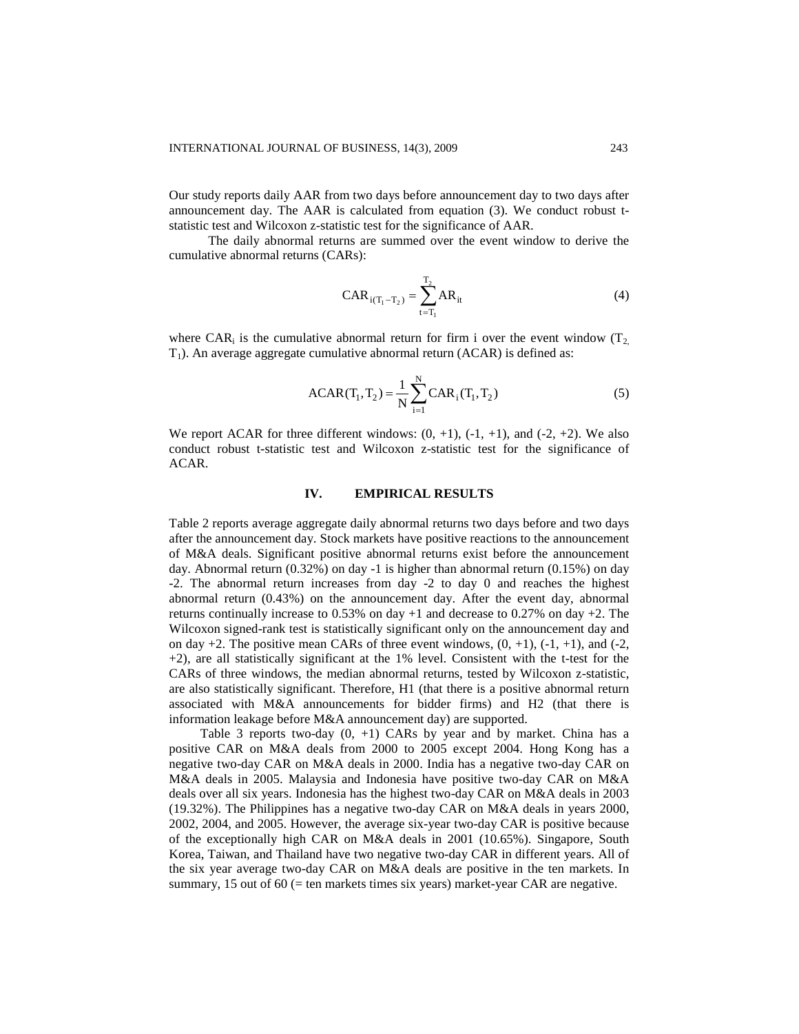Our study reports daily AAR from two days before announcement day to two days after announcement day. The AAR is calculated from equation (3). We conduct robust t-statistic test and Wilcoxon z-statistic test for the significance of AAR.

The daily abnormal returns are summed over the event window to derive the cumulative abnormal returns (CARs):

$$\text{CAR}_{i(T_1-T_2)} = \sum_{t=T_1}^{T_2} \text{AR}_{it} \tag{4}$$

where $\text{CAR}_i$ is the cumulative abnormal return for firm i over the event window ($T_2$, $T_1$). An average aggregate cumulative abnormal return (ACAR) is defined as:

$$\text{ACAR}(T_1, T_2) = \frac{1}{N}\sum_{i=1}^{N} \text{CAR}_i(T_1, T_2) \tag{5}$$

We report ACAR for three different windows: (0, +1), (-1, +1), and (-2, +2). We also conduct robust t-statistic test and Wilcoxon z-statistic test for the significance of ACAR.

## IV. EMPIRICAL RESULTS

Table 2 reports average aggregate daily abnormal returns two days before and two days after the announcement day. Stock markets have positive reactions to the announcement of M&A deals. Significant positive abnormal returns exist before the announcement day. Abnormal return (0.32%) on day -1 is higher than abnormal return (0.15%) on day -2. The abnormal return increases from day -2 to day 0 and reaches the highest abnormal return (0.43%) on the announcement day. After the event day, abnormal returns continually increase to 0.53% on day +1 and decrease to 0.27% on day +2. The Wilcoxon signed-rank test is statistically significant only on the announcement day and on day +2. The positive mean CARs of three event windows, (0, +1), (-1, +1), and (-2, +2), are all statistically significant at the 1% level. Consistent with the t-test for the CARs of three windows, the median abnormal returns, tested by Wilcoxon z-statistic, are also statistically significant. Therefore, H1 (that there is a positive abnormal return associated with M&A announcements for bidder firms) and H2 (that there is information leakage before M&A announcement day) are supported.

Table 3 reports two-day (0, +1) CARs by year and by market. China has a positive CAR on M&A deals from 2000 to 2005 except 2004. Hong Kong has a negative two-day CAR on M&A deals in 2000. India has a negative two-day CAR on M&A deals in 2005. Malaysia and Indonesia have positive two-day CAR on M&A deals over all six years. Indonesia has the highest two-day CAR on M&A deals in 2003 (19.32%). The Philippines has a negative two-day CAR on M&A deals in years 2000, 2002, 2004, and 2005. However, the average six-year two-day CAR is positive because of the exceptionally high CAR on M&A deals in 2001 (10.65%). Singapore, South Korea, Taiwan, and Thailand have two negative two-day CAR in different years. All of the six year average two-day CAR on M&A deals are positive in the ten markets. In summary, 15 out of 60 (= ten markets times six years) market-year CAR are negative.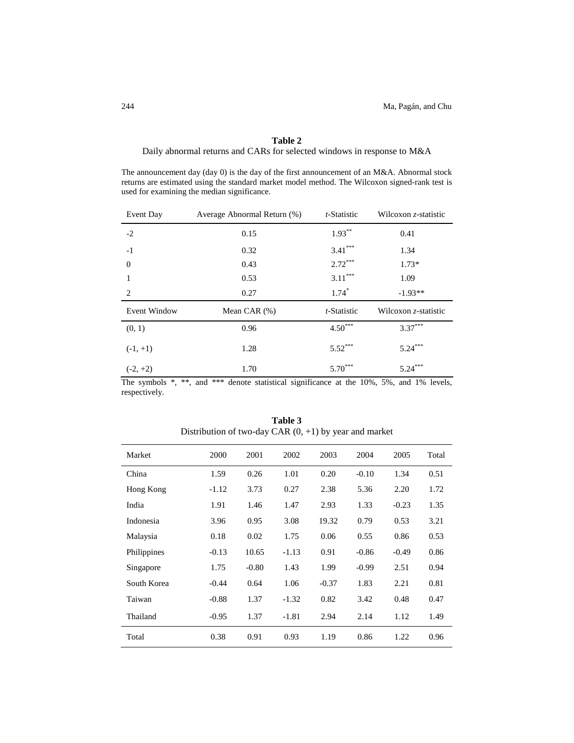**Table 2**
Daily abnormal returns and CARs for selected windows in response to M&A

The announcement day (day 0) is the day of the first announcement of an M&A. Abnormal stock returns are estimated using the standard market model method. The Wilcoxon signed-rank test is used for examining the median significance.

| Event Day | Average Abnormal Return (%) | *t*-Statistic | Wilcoxon *z*-statistic |
|---|---|---|---|
| -2 | 0.15 | 1.93** | 0.41 |
| -1 | 0.32 | 3.41*** | 1.34 |
| 0 | 0.43 | 2.72*** | 1.73* |
| 1 | 0.53 | 3.11*** | 1.09 |
| 2 | 0.27 | 1.74* | -1.93** |
| **Event Window** | **Mean CAR (%)** | ***t*-Statistic** | **Wilcoxon *z*-statistic** |
| (0, 1) | 0.96 | 4.50*** | 3.37*** |
| (-1, +1) | 1.28 | 5.52*** | 5.24*** |
| (-2, +2) | 1.70 | 5.70*** | 5.24*** |

The symbols *, **, and *** denote statistical significance at the 10%, 5%, and 1% levels, respectively.

**Table 3**
Distribution of two-day CAR (0, +1) by year and market

| Market | 2000 | 2001 | 2002 | 2003 | 2004 | 2005 | Total |
|---|---|---|---|---|---|---|---|
| China | 1.59 | 0.26 | 1.01 | 0.20 | -0.10 | 1.34 | 0.51 |
| Hong Kong | -1.12 | 3.73 | 0.27 | 2.38 | 5.36 | 2.20 | 1.72 |
| India | 1.91 | 1.46 | 1.47 | 2.93 | 1.33 | -0.23 | 1.35 |
| Indonesia | 3.96 | 0.95 | 3.08 | 19.32 | 0.79 | 0.53 | 3.21 |
| Malaysia | 0.18 | 0.02 | 1.75 | 0.06 | 0.55 | 0.86 | 0.53 |
| Philippines | -0.13 | 10.65 | -1.13 | 0.91 | -0.86 | -0.49 | 0.86 |
| Singapore | 1.75 | -0.80 | 1.43 | 1.99 | -0.99 | 2.51 | 0.94 |
| South Korea | -0.44 | 0.64 | 1.06 | -0.37 | 1.83 | 2.21 | 0.81 |
| Taiwan | -0.88 | 1.37 | -1.32 | 0.82 | 3.42 | 0.48 | 0.47 |
| Thailand | -0.95 | 1.37 | -1.81 | 2.94 | 2.14 | 1.12 | 1.49 |
| Total | 0.38 | 0.91 | 0.93 | 1.19 | 0.86 | 1.22 | 0.96 |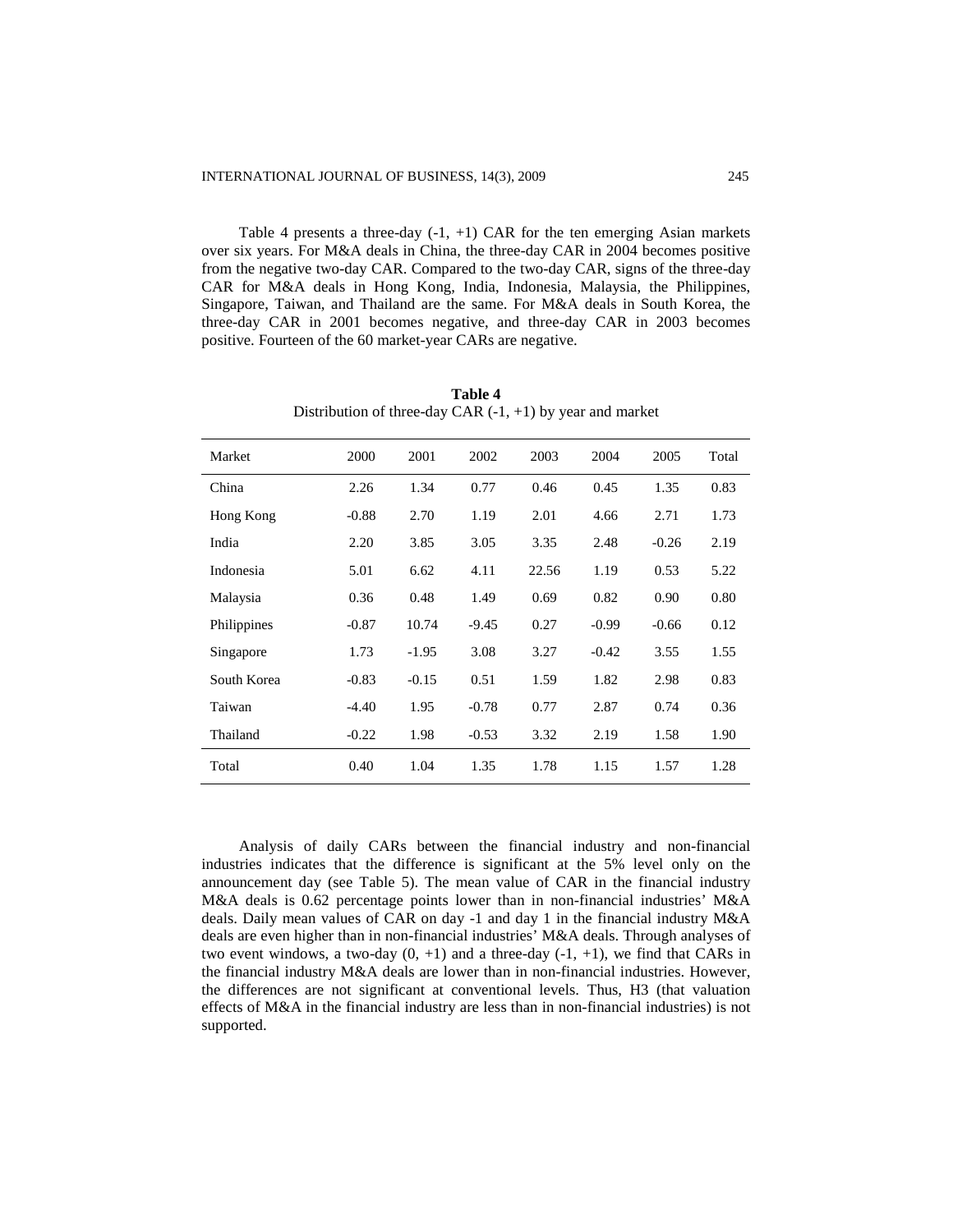Table 4 presents a three-day (-1, +1) CAR for the ten emerging Asian markets over six years. For M&A deals in China, the three-day CAR in 2004 becomes positive from the negative two-day CAR. Compared to the two-day CAR, signs of the three-day CAR for M&A deals in Hong Kong, India, Indonesia, Malaysia, the Philippines, Singapore, Taiwan, and Thailand are the same. For M&A deals in South Korea, the three-day CAR in 2001 becomes negative, and three-day CAR in 2003 becomes positive. Fourteen of the 60 market-year CARs are negative.

**Table 4**
Distribution of three-day CAR (-1, +1) by year and market

| Market | 2000 | 2001 | 2002 | 2003 | 2004 | 2005 | Total |
|---|---|---|---|---|---|---|---|
| China | 2.26 | 1.34 | 0.77 | 0.46 | 0.45 | 1.35 | 0.83 |
| Hong Kong | -0.88 | 2.70 | 1.19 | 2.01 | 4.66 | 2.71 | 1.73 |
| India | 2.20 | 3.85 | 3.05 | 3.35 | 2.48 | -0.26 | 2.19 |
| Indonesia | 5.01 | 6.62 | 4.11 | 22.56 | 1.19 | 0.53 | 5.22 |
| Malaysia | 0.36 | 0.48 | 1.49 | 0.69 | 0.82 | 0.90 | 0.80 |
| Philippines | -0.87 | 10.74 | -9.45 | 0.27 | -0.99 | -0.66 | 0.12 |
| Singapore | 1.73 | -1.95 | 3.08 | 3.27 | -0.42 | 3.55 | 1.55 |
| South Korea | -0.83 | -0.15 | 0.51 | 1.59 | 1.82 | 2.98 | 0.83 |
| Taiwan | -4.40 | 1.95 | -0.78 | 0.77 | 2.87 | 0.74 | 0.36 |
| Thailand | -0.22 | 1.98 | -0.53 | 3.32 | 2.19 | 1.58 | 1.90 |
| Total | 0.40 | 1.04 | 1.35 | 1.78 | 1.15 | 1.57 | 1.28 |

Analysis of daily CARs between the financial industry and non-financial industries indicates that the difference is significant at the 5% level only on the announcement day (see Table 5). The mean value of CAR in the financial industry M&A deals is 0.62 percentage points lower than in non-financial industries' M&A deals. Daily mean values of CAR on day -1 and day 1 in the financial industry M&A deals are even higher than in non-financial industries' M&A deals. Through analyses of two event windows, a two-day (0, +1) and a three-day (-1, +1), we find that CARs in the financial industry M&A deals are lower than in non-financial industries. However, the differences are not significant at conventional levels. Thus, H3 (that valuation effects of M&A in the financial industry are less than in non-financial industries) is not supported.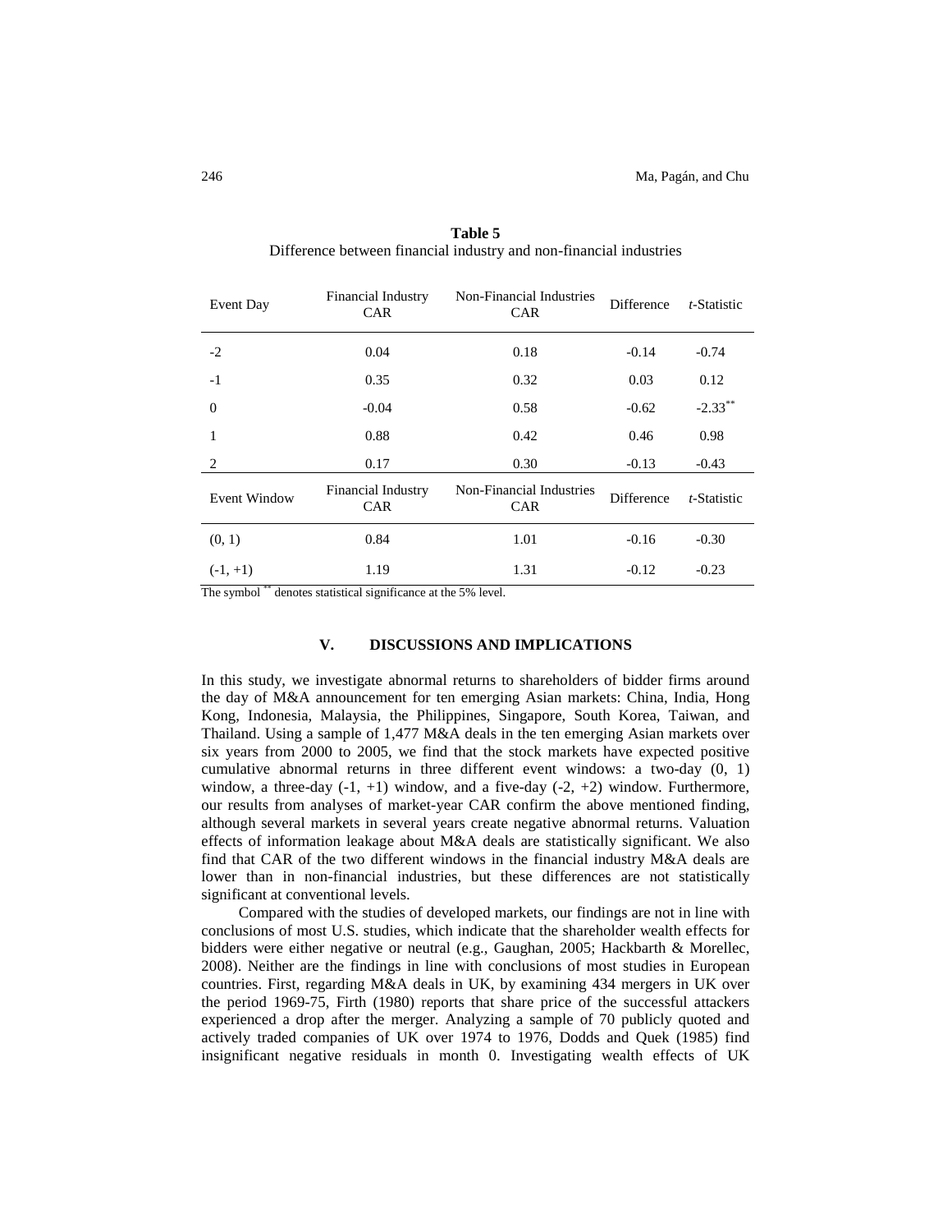**Table 5**
Difference between financial industry and non-financial industries

| Event Day | Financial Industry CAR | Non-Financial Industries CAR | Difference | *t*-Statistic |
|---|---|---|---|---|
| -2 | 0.04 | 0.18 | -0.14 | -0.74 |
| -1 | 0.35 | 0.32 | 0.03 | 0.12 |
| 0 | -0.04 | 0.58 | -0.62 | -2.33** |
| 1 | 0.88 | 0.42 | 0.46 | 0.98 |
| 2 | 0.17 | 0.30 | -0.13 | -0.43 |
| **Event Window** | **Financial Industry CAR** | **Non-Financial Industries CAR** | **Difference** | ***t*-Statistic** |
| (0, 1) | 0.84 | 1.01 | -0.16 | -0.30 |
| (-1, +1) | 1.19 | 1.31 | -0.12 | -0.23 |

The symbol ** denotes statistical significance at the 5% level.

## V. DISCUSSIONS AND IMPLICATIONS

In this study, we investigate abnormal returns to shareholders of bidder firms around the day of M&A announcement for ten emerging Asian markets: China, India, Hong Kong, Indonesia, Malaysia, the Philippines, Singapore, South Korea, Taiwan, and Thailand. Using a sample of 1,477 M&A deals in the ten emerging Asian markets over six years from 2000 to 2005, we find that the stock markets have expected positive cumulative abnormal returns in three different event windows: a two-day (0, 1) window, a three-day (-1, +1) window, and a five-day (-2, +2) window. Furthermore, our results from analyses of market-year CAR confirm the above mentioned finding, although several markets in several years create negative abnormal returns. Valuation effects of information leakage about M&A deals are statistically significant. We also find that CAR of the two different windows in the financial industry M&A deals are lower than in non-financial industries, but these differences are not statistically significant at conventional levels.

Compared with the studies of developed markets, our findings are not in line with conclusions of most U.S. studies, which indicate that the shareholder wealth effects for bidders were either negative or neutral (e.g., Gaughan, 2005; Hackbarth & Morellec, 2008). Neither are the findings in line with conclusions of most studies in European countries. First, regarding M&A deals in UK, by examining 434 mergers in UK over the period 1969-75, Firth (1980) reports that share price of the successful attackers experienced a drop after the merger. Analyzing a sample of 70 publicly quoted and actively traded companies of UK over 1974 to 1976, Dodds and Quek (1985) find insignificant negative residuals in month 0. Investigating wealth effects of UK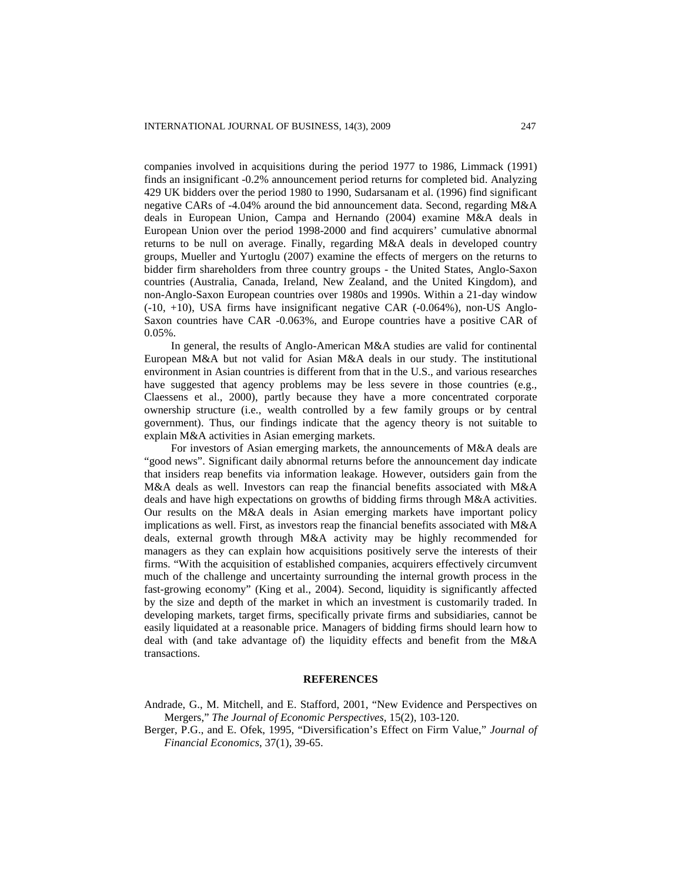companies involved in acquisitions during the period 1977 to 1986, Limmack (1991) finds an insignificant -0.2% announcement period returns for completed bid. Analyzing 429 UK bidders over the period 1980 to 1990, Sudarsanam et al. (1996) find significant negative CARs of -4.04% around the bid announcement data. Second, regarding M&A deals in European Union, Campa and Hernando (2004) examine M&A deals in European Union over the period 1998-2000 and find acquirers' cumulative abnormal returns to be null on average. Finally, regarding M&A deals in developed country groups, Mueller and Yurtoglu (2007) examine the effects of mergers on the returns to bidder firm shareholders from three country groups - the United States, Anglo-Saxon countries (Australia, Canada, Ireland, New Zealand, and the United Kingdom), and non-Anglo-Saxon European countries over 1980s and 1990s. Within a 21-day window (-10, +10), USA firms have insignificant negative CAR (-0.064%), non-US Anglo-Saxon countries have CAR -0.063%, and Europe countries have a positive CAR of 0.05%.

In general, the results of Anglo-American M&A studies are valid for continental European M&A but not valid for Asian M&A deals in our study. The institutional environment in Asian countries is different from that in the U.S., and various researches have suggested that agency problems may be less severe in those countries (e.g., Claessens et al., 2000), partly because they have a more concentrated corporate ownership structure (i.e., wealth controlled by a few family groups or by central government). Thus, our findings indicate that the agency theory is not suitable to explain M&A activities in Asian emerging markets.

For investors of Asian emerging markets, the announcements of M&A deals are "good news". Significant daily abnormal returns before the announcement day indicate that insiders reap benefits via information leakage. However, outsiders gain from the M&A deals as well. Investors can reap the financial benefits associated with M&A deals and have high expectations on growths of bidding firms through M&A activities. Our results on the M&A deals in Asian emerging markets have important policy implications as well. First, as investors reap the financial benefits associated with M&A deals, external growth through M&A activity may be highly recommended for managers as they can explain how acquisitions positively serve the interests of their firms. "With the acquisition of established companies, acquirers effectively circumvent much of the challenge and uncertainty surrounding the internal growth process in the fast-growing economy" (King et al., 2004). Second, liquidity is significantly affected by the size and depth of the market in which an investment is customarily traded. In developing markets, target firms, specifically private firms and subsidiaries, cannot be easily liquidated at a reasonable price. Managers of bidding firms should learn how to deal with (and take advantage of) the liquidity effects and benefit from the M&A transactions.

## REFERENCES

Andrade, G., M. Mitchell, and E. Stafford, 2001, "New Evidence and Perspectives on Mergers," *The Journal of Economic Perspectives*, 15(2), 103-120.

Berger, P.G., and E. Ofek, 1995, "Diversification's Effect on Firm Value," *Journal of Financial Economics*, 37(1), 39-65.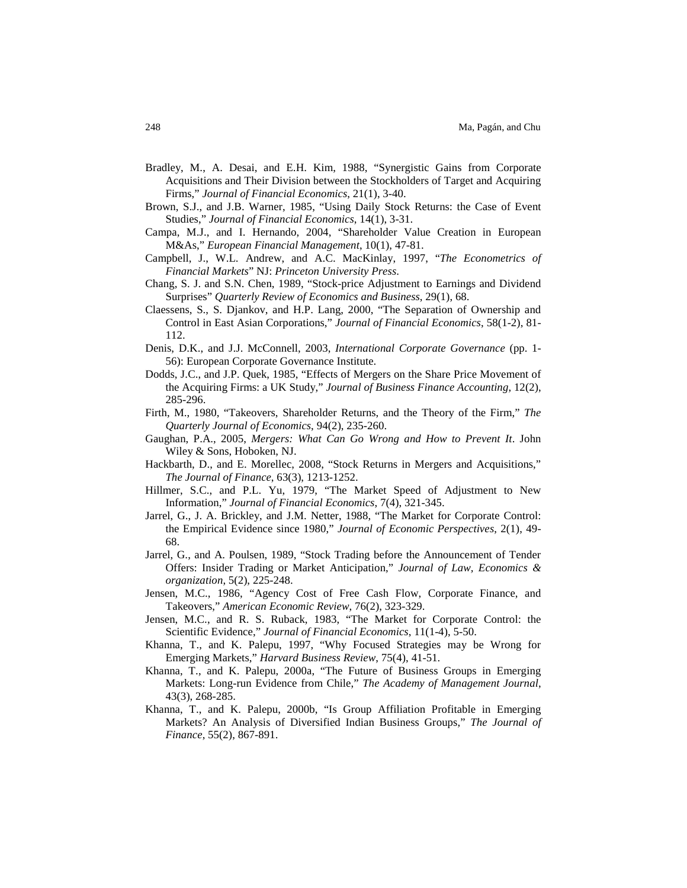Bradley, M., A. Desai, and E.H. Kim, 1988, "Synergistic Gains from Corporate Acquisitions and Their Division between the Stockholders of Target and Acquiring Firms," *Journal of Financial Economics*, 21(1), 3-40.

Brown, S.J., and J.B. Warner, 1985, "Using Daily Stock Returns: the Case of Event Studies," *Journal of Financial Economics*, 14(1), 3-31.

Campa, M.J., and I. Hernando, 2004, "Shareholder Value Creation in European M&As," *European Financial Management*, 10(1), 47-81.

Campbell, J., W.L. Andrew, and A.C. MacKinlay, 1997, "*The Econometrics of Financial Markets*" NJ: *Princeton University Press*.

Chang, S. J. and S.N. Chen, 1989, "Stock-price Adjustment to Earnings and Dividend Surprises" *Quarterly Review of Economics and Business*, 29(1), 68.

Claessens, S., S. Djankov, and H.P. Lang, 2000, "The Separation of Ownership and Control in East Asian Corporations," *Journal of Financial Economics*, 58(1-2), 81-112.

Denis, D.K., and J.J. McConnell, 2003, *International Corporate Governance* (pp. 1-56): European Corporate Governance Institute.

Dodds, J.C., and J.P. Quek, 1985, "Effects of Mergers on the Share Price Movement of the Acquiring Firms: a UK Study," *Journal of Business Finance Accounting*, 12(2), 285-296.

Firth, M., 1980, "Takeovers, Shareholder Returns, and the Theory of the Firm," *The Quarterly Journal of Economics*, 94(2), 235-260.

Gaughan, P.A., 2005, *Mergers: What Can Go Wrong and How to Prevent It*. John Wiley & Sons, Hoboken, NJ.

Hackbarth, D., and E. Morellec, 2008, "Stock Returns in Mergers and Acquisitions," *The Journal of Finance*, 63(3), 1213-1252.

Hillmer, S.C., and P.L. Yu, 1979, "The Market Speed of Adjustment to New Information," *Journal of Financial Economics*, 7(4), 321-345.

Jarrel, G., J. A. Brickley, and J.M. Netter, 1988, "The Market for Corporate Control: the Empirical Evidence since 1980," *Journal of Economic Perspectives*, 2(1), 49-68.

Jarrel, G., and A. Poulsen, 1989, "Stock Trading before the Announcement of Tender Offers: Insider Trading or Market Anticipation," *Journal of Law, Economics & organization*, 5(2), 225-248.

Jensen, M.C., 1986, "Agency Cost of Free Cash Flow, Corporate Finance, and Takeovers," *American Economic Review*, 76(2), 323-329.

Jensen, M.C., and R. S. Ruback, 1983, "The Market for Corporate Control: the Scientific Evidence," *Journal of Financial Economics*, 11(1-4), 5-50.

Khanna, T., and K. Palepu, 1997, "Why Focused Strategies may be Wrong for Emerging Markets," *Harvard Business Review*, 75(4), 41-51.

Khanna, T., and K. Palepu, 2000a, "The Future of Business Groups in Emerging Markets: Long-run Evidence from Chile," *The Academy of Management Journal*, 43(3), 268-285.

Khanna, T., and K. Palepu, 2000b, "Is Group Affiliation Profitable in Emerging Markets? An Analysis of Diversified Indian Business Groups," *The Journal of Finance*, 55(2), 867-891.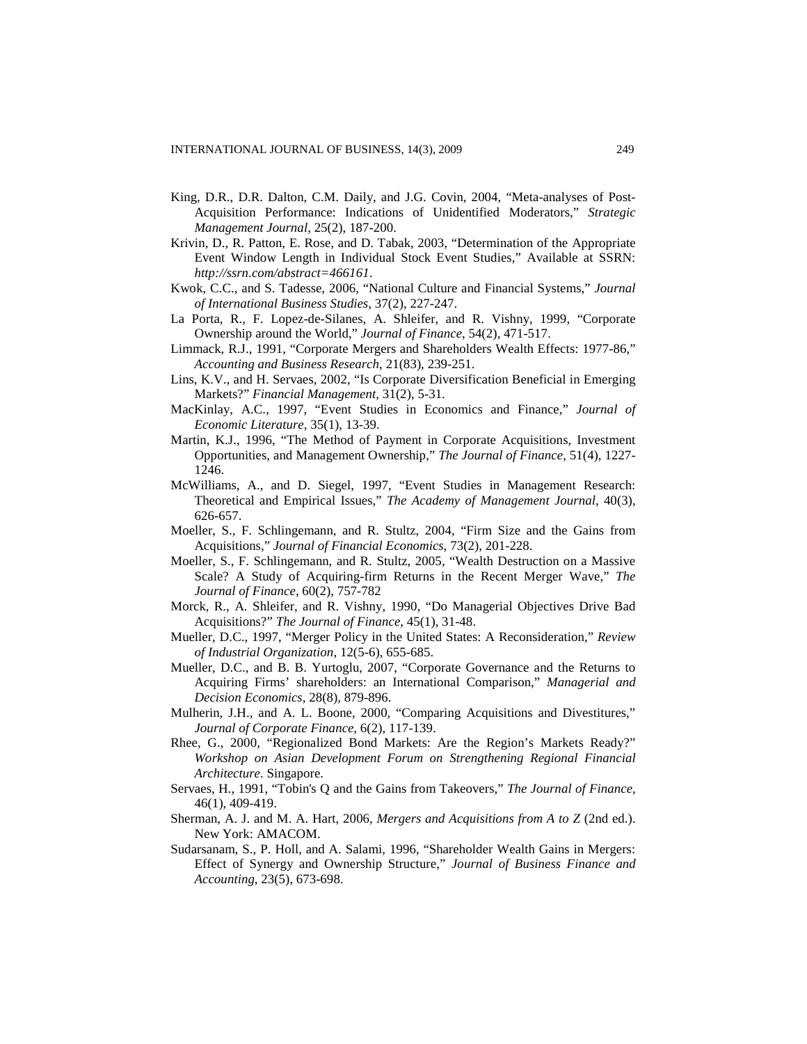King, D.R., D.R. Dalton, C.M. Daily, and J.G. Covin, 2004, "Meta-analyses of Post-Acquisition Performance: Indications of Unidentified Moderators," *Strategic Management Journal*, 25(2), 187-200.

Krivin, D., R. Patton, E. Rose, and D. Tabak, 2003, "Determination of the Appropriate Event Window Length in Individual Stock Event Studies," Available at SSRN: *http://ssrn.com/abstract=466161*.

Kwok, C.C., and S. Tadesse, 2006, "National Culture and Financial Systems," *Journal of International Business Studies*, 37(2), 227-247.

La Porta, R., F. Lopez-de-Silanes, A. Shleifer, and R. Vishny, 1999, "Corporate Ownership around the World," *Journal of Finance*, 54(2), 471-517.

Limmack, R.J., 1991, "Corporate Mergers and Shareholders Wealth Effects: 1977-86," *Accounting and Business Research*, 21(83), 239-251.

Lins, K.V., and H. Servaes, 2002, "Is Corporate Diversification Beneficial in Emerging Markets?" *Financial Management*, 31(2), 5-31.

MacKinlay, A.C., 1997, "Event Studies in Economics and Finance," *Journal of Economic Literature*, 35(1), 13-39.

Martin, K.J., 1996, "The Method of Payment in Corporate Acquisitions, Investment Opportunities, and Management Ownership," *The Journal of Finance*, 51(4), 1227-1246.

McWilliams, A., and D. Siegel, 1997, "Event Studies in Management Research: Theoretical and Empirical Issues," *The Academy of Management Journal*, 40(3), 626-657.

Moeller, S., F. Schlingemann, and R. Stultz, 2004, "Firm Size and the Gains from Acquisitions," *Journal of Financial Economics*, 73(2), 201-228.

Moeller, S., F. Schlingemann, and R. Stultz, 2005, "Wealth Destruction on a Massive Scale? A Study of Acquiring-firm Returns in the Recent Merger Wave," *The Journal of Finance*, 60(2), 757-782

Morck, R., A. Shleifer, and R. Vishny, 1990, "Do Managerial Objectives Drive Bad Acquisitions?" *The Journal of Finance*, 45(1), 31-48.

Mueller, D.C., 1997, "Merger Policy in the United States: A Reconsideration," *Review of Industrial Organization*, 12(5-6), 655-685.

Mueller, D.C., and B. B. Yurtoglu, 2007, "Corporate Governance and the Returns to Acquiring Firms' shareholders: an International Comparison," *Managerial and Decision Economics*, 28(8), 879-896.

Mulherin, J.H., and A. L. Boone, 2000, "Comparing Acquisitions and Divestitures," *Journal of Corporate Finance*, 6(2), 117-139.

Rhee, G., 2000, "Regionalized Bond Markets: Are the Region's Markets Ready?" *Workshop on Asian Development Forum on Strengthening Regional Financial Architecture*. Singapore.

Servaes, H., 1991, "Tobin's Q and the Gains from Takeovers," *The Journal of Finance*, 46(1), 409-419.

Sherman, A. J. and M. A. Hart, 2006, *Mergers and Acquisitions from A to Z* (2nd ed.). New York: AMACOM.

Sudarsanam, S., P. Holl, and A. Salami, 1996, "Shareholder Wealth Gains in Mergers: Effect of Synergy and Ownership Structure," *Journal of Business Finance and Accounting*, 23(5), 673-698.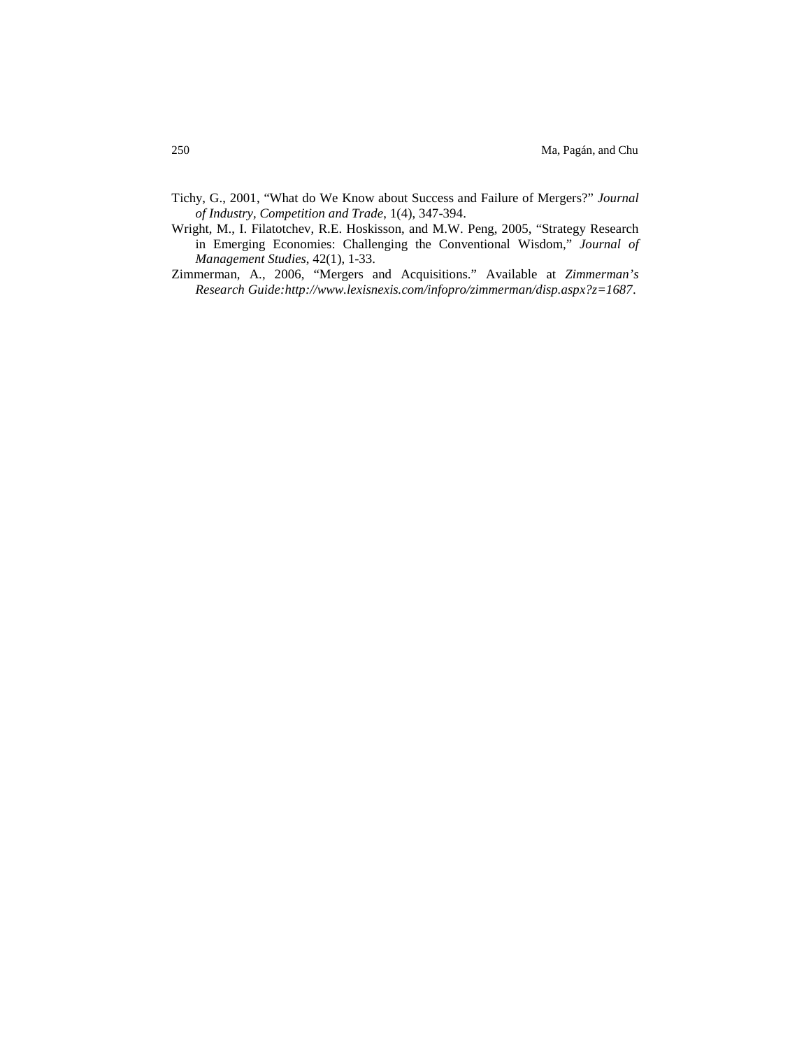Tichy, G., 2001, “What do We Know about Success and Failure of Mergers?” *Journal of Industry, Competition and Trade*, 1(4), 347-394.

Wright, M., I. Filatotchev, R.E. Hoskisson, and M.W. Peng, 2005, “Strategy Research in Emerging Economies: Challenging the Conventional Wisdom,” *Journal of Management Studies*, 42(1), 1-33.

Zimmerman, A., 2006, “Mergers and Acquisitions.” Available at *Zimmerman’s Research Guide:http://www.lexisnexis.com/infopro/zimmerman/disp.aspx?z=1687*.